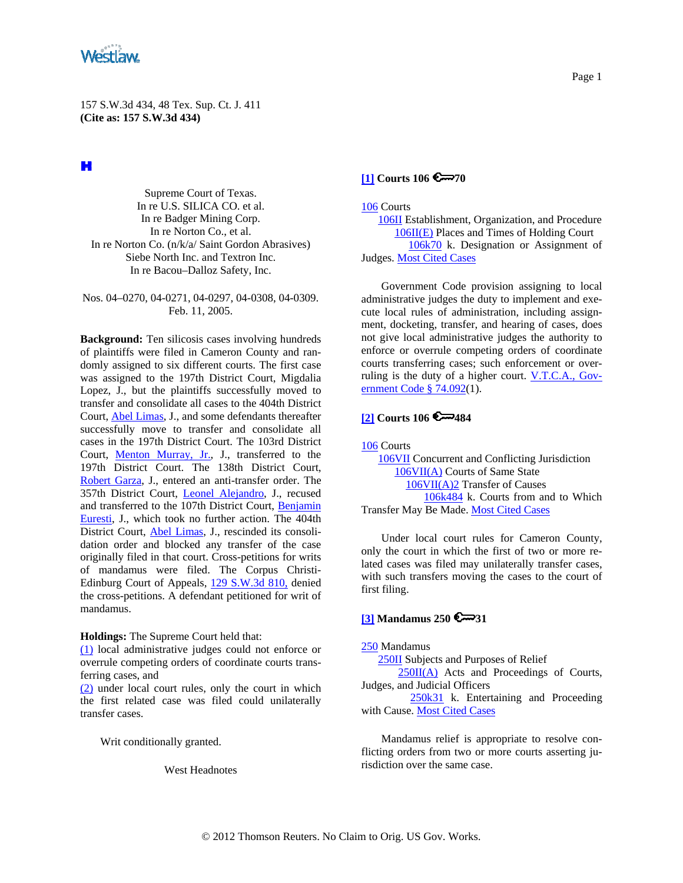157 S.W.3d 434, 48 Tex. Sup. Ct. J. 411
**(Cite as: 157 S.W.3d 434)**

Supreme Court of Texas.
In re U.S. SILICA CO. et al.
In re Badger Mining Corp.
In re Norton Co., et al.
In re Norton Co. (n/k/a/ Saint Gordon Abrasives)
Siebe North Inc. and Textron Inc.
In re Bacou–Dalloz Safety, Inc.

Nos. 04–0270, 04-0271, 04-0297, 04-0308, 04-0309.
Feb. 11, 2005.

**Background:** Ten silicosis cases involving hundreds of plaintiffs were filed in Cameron County and randomly assigned to six different courts. The first case was assigned to the 197th District Court, Migdalia Lopez, J., but the plaintiffs successfully moved to transfer and consolidate all cases to the 404th District Court, Abel Limas, J., and some defendants thereafter successfully move to transfer and consolidate all cases in the 197th District Court. The 103rd District Court, Menton Murray, Jr., J., transferred to the 197th District Court. The 138th District Court, Robert Garza, J., entered an anti-transfer order. The 357th District Court, Leonel Alejandro, J., recused and transferred to the 107th District Court, Benjamin Euresti, J., which took no further action. The 404th District Court, Abel Limas, J., rescinded its consolidation order and blocked any transfer of the case originally filed in that court. Cross-petitions for writs of mandamus were filed. The Corpus Christi-Edinburg Court of Appeals, 129 S.W.3d 810, denied the cross-petitions. A defendant petitioned for writ of mandamus.

**Holdings:** The Supreme Court held that:
(1) local administrative judges could not enforce or overrule competing orders of coordinate courts transferring cases, and
(2) under local court rules, only the court in which the first related case was filed could unilaterally transfer cases.

Writ conditionally granted.

West Headnotes

**[1] Courts 106 ⚿70**

106 Courts
106II Establishment, Organization, and Procedure
106II(E) Places and Times of Holding Court
106k70 k. Designation or Assignment of Judges. Most Cited Cases

Government Code provision assigning to local administrative judges the duty to implement and execute local rules of administration, including assignment, docketing, transfer, and hearing of cases, does not give local administrative judges the authority to enforce or overrule competing orders of coordinate courts transferring cases; such enforcement or overruling is the duty of a higher court. V.T.C.A., Government Code § 74.092(1).

**[2] Courts 106 ⚿484**

106 Courts
106VII Concurrent and Conflicting Jurisdiction
106VII(A) Courts of Same State
106VII(A)2 Transfer of Causes
106k484 k. Courts from and to Which Transfer May Be Made. Most Cited Cases

Under local court rules for Cameron County, only the court in which the first of two or more related cases was filed may unilaterally transfer cases, with such transfers moving the cases to the court of first filing.

**[3] Mandamus 250 ⚿31**

250 Mandamus
250II Subjects and Purposes of Relief
250II(A) Acts and Proceedings of Courts, Judges, and Judicial Officers
250k31 k. Entertaining and Proceeding with Cause. Most Cited Cases

Mandamus relief is appropriate to resolve conflicting orders from two or more courts asserting jurisdiction over the same case.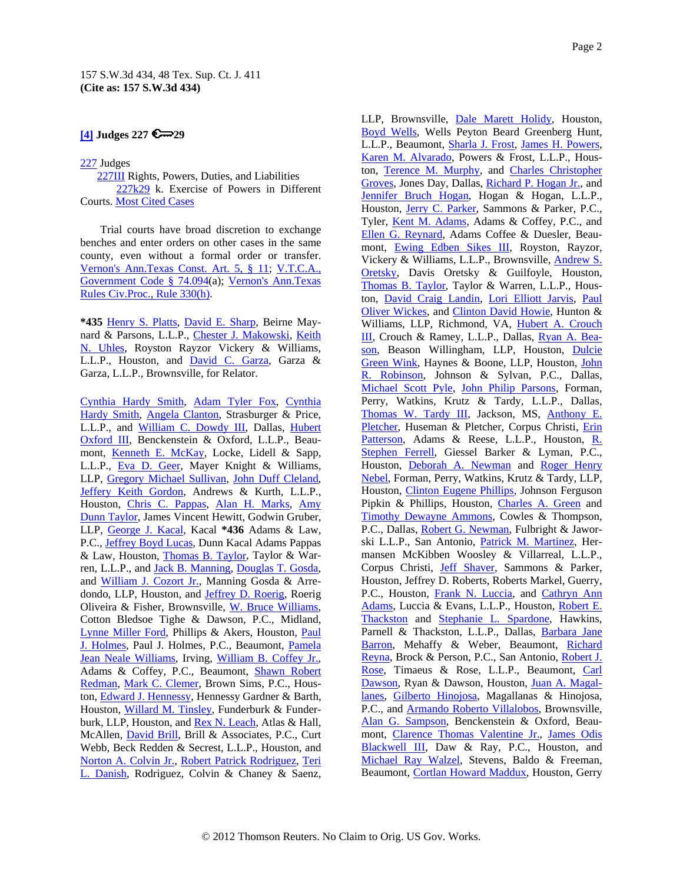**[4] Judges 227 ⚷29**

227 Judges
  227III Rights, Powers, Duties, and Liabilities
    227k29 k. Exercise of Powers in Different Courts. Most Cited Cases

Trial courts have broad discretion to exchange benches and enter orders on other cases in the same county, even without a formal order or transfer. Vernon's Ann.Texas Const. Art. 5, § 11; V.T.C.A., Government Code § 74.094(a); Vernon's Ann.Texas Rules Civ.Proc., Rule 330(h).

**\*435** Henry S. Platts, David E. Sharp, Beirne Maynard & Parsons, L.L.P., Chester J. Makowski, Keith N. Uhles, Royston Rayzor Vickery & Williams, L.L.P., Houston, and David C. Garza, Garza & Garza, L.L.P., Brownsville, for Relator.

Cynthia Hardy Smith, Adam Tyler Fox, Cynthia Hardy Smith, Angela Clanton, Strasburger & Price, L.L.P., and William C. Dowdy III, Dallas, Hubert Oxford III, Benckenstein & Oxford, L.L.P., Beaumont, Kenneth E. McKay, Locke, Lidell & Sapp, L.L.P., Eva D. Geer, Mayer Knight & Williams, LLP, Gregory Michael Sullivan, John Duff Cleland, Jeffery Keith Gordon, Andrews & Kurth, L.L.P., Houston, Chris C. Pappas, Alan H. Marks, Amy Dunn Taylor, James Vincent Hewitt, Godwin Gruber, LLP, George J. Kacal, Kacal **\*436** Adams & Law, P.C., Jeffrey Boyd Lucas, Dunn Kacal Adams Pappas & Law, Houston, Thomas B. Taylor, Taylor & Warren, L.L.P., and Jack B. Manning, Douglas T. Gosda, and William J. Cozort Jr., Manning Gosda & Arredondo, LLP, Houston, and Jeffrey D. Roerig, Roerig Oliveira & Fisher, Brownsville, W. Bruce Williams, Cotton Bledsoe Tighe & Dawson, P.C., Midland, Lynne Miller Ford, Phillips & Akers, Houston, Paul J. Holmes, Paul J. Holmes, P.C., Beaumont, Pamela Jean Neale Williams, Irving, William B. Coffey Jr., Adams & Coffey, P.C., Beaumont, Shawn Robert Redman, Mark C. Clemer, Brown Sims, P.C., Houston, Edward J. Hennessy, Hennessy Gardner & Barth, Houston, Willard M. Tinsley, Funderburk & Funderburk, LLP, Houston, and Rex N. Leach, Atlas & Hall, McAllen, David Brill, Brill & Associates, P.C., Curt Webb, Beck Redden & Secrest, L.L.P., Houston, and Norton A. Colvin Jr., Robert Patrick Rodriguez, Teri L. Danish, Rodriguez, Colvin & Chaney & Saenz, LLP, Brownsville, Dale Marett Holidy, Houston, Boyd Wells, Wells Peyton Beard Greenberg Hunt, L.L.P., Beaumont, Sharla J. Frost, James H. Powers, Karen M. Alvarado, Powers & Frost, L.L.P., Houston, Terence M. Murphy, and Charles Christopher Groves, Jones Day, Dallas, Richard P. Hogan Jr., and Jennifer Bruch Hogan, Hogan & Hogan, L.L.P., Houston, Jerry C. Parker, Sammons & Parker, P.C., Tyler, Kent M. Adams, Adams & Coffey, P.C., and Ellen G. Reynard, Adams Coffee & Duesler, Beaumont, Ewing Edben Sikes III, Royston, Rayzor, Vickery & Williams, L.L.P., Brownsville, Andrew S. Oretsky, Davis Oretsky & Guilfoyle, Houston, Thomas B. Taylor, Taylor & Warren, L.L.P., Houston, David Craig Landin, Lori Elliott Jarvis, Paul Oliver Wickes, and Clinton David Howie, Hunton & Williams, LLP, Richmond, VA, Hubert A. Crouch III, Crouch & Ramey, L.L.P., Dallas, Ryan A. Beason, Beason Willingham, LLP, Houston, Dulcie Green Wink, Haynes & Boone, LLP, Houston, John R. Robinson, Johnson & Sylvan, P.C., Dallas, Michael Scott Pyle, John Philip Parsons, Forman, Perry, Watkins, Krutz & Tardy, L.L.P., Dallas, Thomas W. Tardy III, Jackson, MS, Anthony E. Pletcher, Huseman & Pletcher, Corpus Christi, Erin Patterson, Adams & Reese, L.L.P., Houston, R. Stephen Ferrell, Giessel Barker & Lyman, P.C., Houston, Deborah A. Newman and Roger Henry Nebel, Forman, Perry, Watkins, Krutz & Tardy, LLP, Houston, Clinton Eugene Phillips, Johnson Ferguson Pipkin & Phillips, Houston, Charles A. Green and Timothy Dewayne Ammons, Cowles & Thompson, P.C., Dallas, Robert G. Newman, Fulbright & Jaworski L.L.P., San Antonio, Patrick M. Martinez, Hermansen McKibben Woosley & Villarreal, L.L.P., Corpus Christi, Jeff Shaver, Sammons & Parker, Houston, Jeffrey D. Roberts, Roberts Markel, Guerry, P.C., Houston, Frank N. Luccia, and Cathryn Ann Adams, Luccia & Evans, L.L.P., Houston, Robert E. Thackston and Stephanie L. Spardone, Hawkins, Parnell & Thackston, L.L.P., Dallas, Barbara Jane Barron, Mehaffy & Weber, Beaumont, Richard Reyna, Brock & Person, P.C., San Antonio, Robert J. Rose, Timaeus & Rose, L.L.P., Beaumont, Carl Dawson, Ryan & Dawson, Houston, Juan A. Magallanes, Gilberto Hinojosa, Magallanes & Hinojosa, P.C., and Armando Roberto Villalobos, Brownsville, Alan G. Sampson, Benckenstein & Oxford, Beaumont, Clarence Thomas Valentine Jr., James Odis Blackwell III, Daw & Ray, P.C., Houston, and Michael Ray Walzel, Stevens, Baldo & Freeman, Beaumont, Cortlan Howard Maddux, Houston, Gerry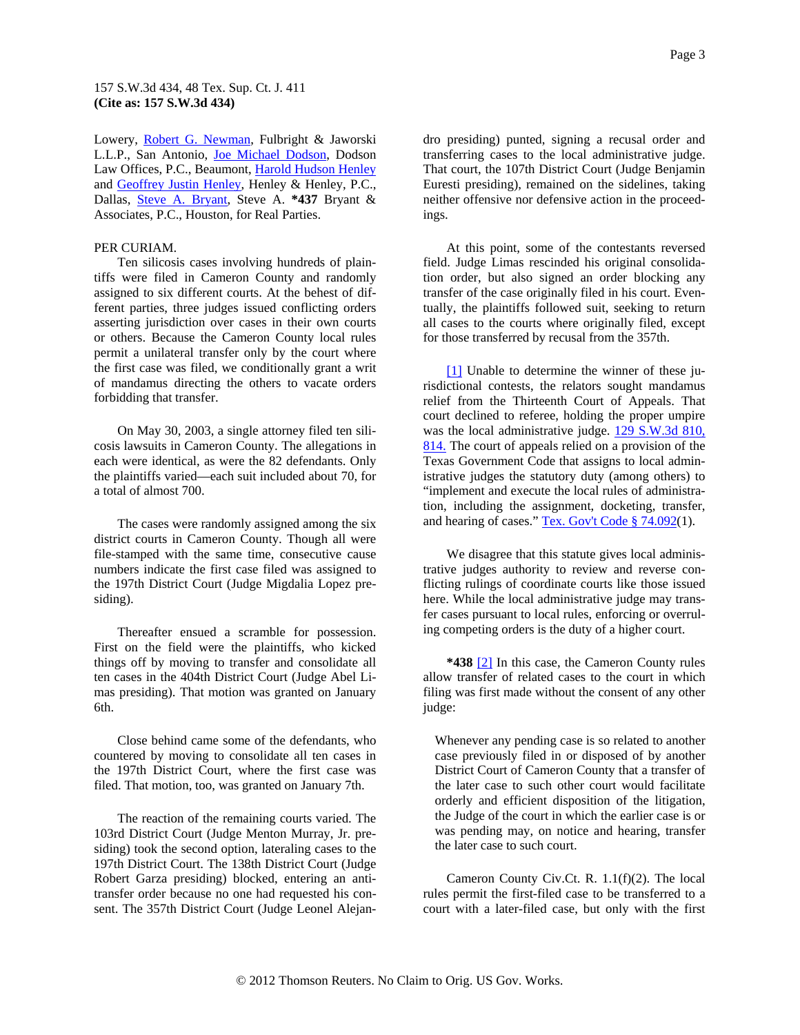Lowery, Robert G. Newman, Fulbright & Jaworski L.L.P., San Antonio, Joe Michael Dodson, Dodson Law Offices, P.C., Beaumont, Harold Hudson Henley and Geoffrey Justin Henley, Henley & Henley, P.C., Dallas, Steve A. Bryant, Steve A. **\*437** Bryant & Associates, P.C., Houston, for Real Parties.

PER CURIAM.

Ten silicosis cases involving hundreds of plaintiffs were filed in Cameron County and randomly assigned to six different courts. At the behest of different parties, three judges issued conflicting orders asserting jurisdiction over cases in their own courts or others. Because the Cameron County local rules permit a unilateral transfer only by the court where the first case was filed, we conditionally grant a writ of mandamus directing the others to vacate orders forbidding that transfer.

On May 30, 2003, a single attorney filed ten silicosis lawsuits in Cameron County. The allegations in each were identical, as were the 82 defendants. Only the plaintiffs varied—each suit included about 70, for a total of almost 700.

The cases were randomly assigned among the six district courts in Cameron County. Though all were file-stamped with the same time, consecutive cause numbers indicate the first case filed was assigned to the 197th District Court (Judge Migdalia Lopez presiding).

Thereafter ensued a scramble for possession. First on the field were the plaintiffs, who kicked things off by moving to transfer and consolidate all ten cases in the 404th District Court (Judge Abel Limas presiding). That motion was granted on January 6th.

Close behind came some of the defendants, who countered by moving to consolidate all ten cases in the 197th District Court, where the first case was filed. That motion, too, was granted on January 7th.

The reaction of the remaining courts varied. The 103rd District Court (Judge Menton Murray, Jr. presiding) took the second option, lateraling cases to the 197th District Court. The 138th District Court (Judge Robert Garza presiding) blocked, entering an anti-transfer order because no one had requested his consent. The 357th District Court (Judge Leonel Alejandro presiding) punted, signing a recusal order and transferring cases to the local administrative judge. That court, the 107th District Court (Judge Benjamin Euresti presiding), remained on the sidelines, taking neither offensive nor defensive action in the proceedings.

At this point, some of the contestants reversed field. Judge Limas rescinded his original consolidation order, but also signed an order blocking any transfer of the case originally filed in his court. Eventually, the plaintiffs followed suit, seeking to return all cases to the courts where originally filed, except for those transferred by recusal from the 357th.

[1] Unable to determine the winner of these jurisdictional contests, the relators sought mandamus relief from the Thirteenth Court of Appeals. That court declined to referee, holding the proper umpire was the local administrative judge. 129 S.W.3d 810, 814. The court of appeals relied on a provision of the Texas Government Code that assigns to local administrative judges the statutory duty (among others) to "implement and execute the local rules of administration, including the assignment, docketing, transfer, and hearing of cases." Tex. Gov't Code § 74.092(1).

We disagree that this statute gives local administrative judges authority to review and reverse conflicting rulings of coordinate courts like those issued here. While the local administrative judge may transfer cases pursuant to local rules, enforcing or overruling competing orders is the duty of a higher court.

**\*438** [2] In this case, the Cameron County rules allow transfer of related cases to the court in which filing was first made without the consent of any other judge:

> Whenever any pending case is so related to another case previously filed in or disposed of by another District Court of Cameron County that a transfer of the later case to such other court would facilitate orderly and efficient disposition of the litigation, the Judge of the court in which the earlier case is or was pending may, on notice and hearing, transfer the later case to such court.

Cameron County Civ.Ct. R. 1.1(f)(2). The local rules permit the first-filed case to be transferred to a court with a later-filed case, but only with the first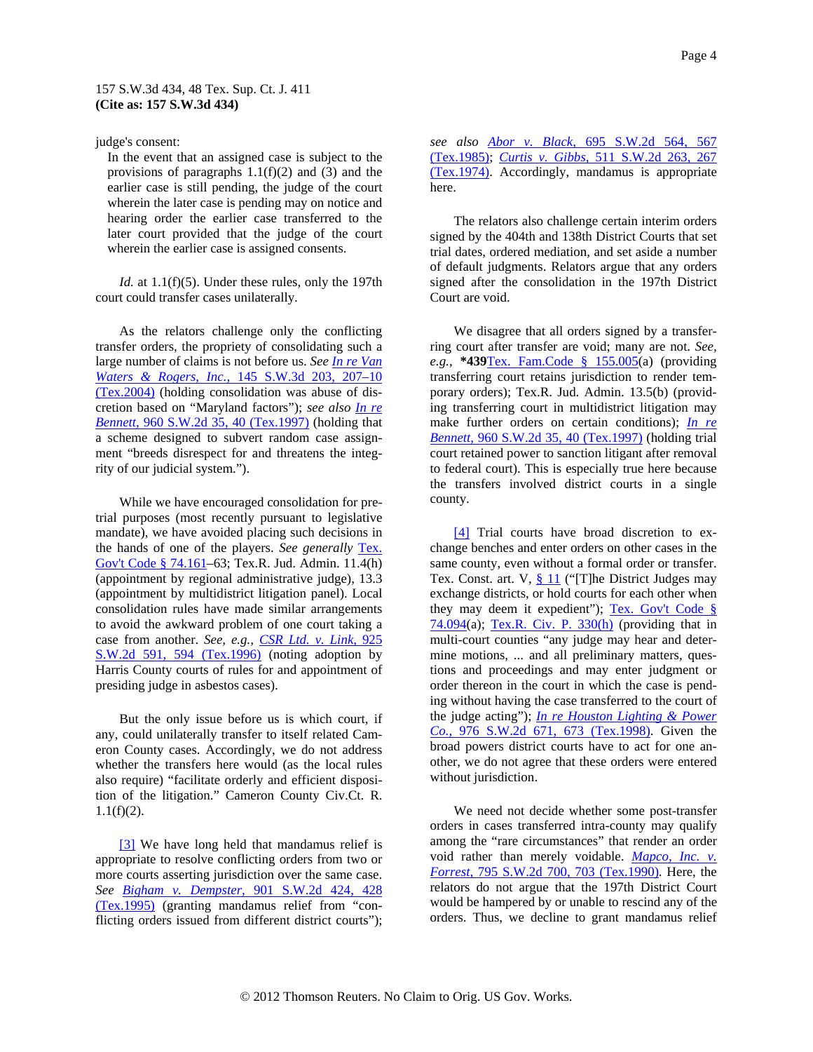judge's consent:

> In the event that an assigned case is subject to the provisions of paragraphs 1.1(f)(2) and (3) and the earlier case is still pending, the judge of the court wherein the later case is pending may on notice and hearing order the earlier case transferred to the later court provided that the judge of the court wherein the earlier case is assigned consents.

*Id.* at 1.1(f)(5). Under these rules, only the 197th court could transfer cases unilaterally.

As the relators challenge only the conflicting transfer orders, the propriety of consolidating such a large number of claims is not before us. *See In re Van Waters & Rogers, Inc.,* 145 S.W.3d 203, 207–10 (Tex.2004) (holding consolidation was abuse of discretion based on "Maryland factors"); *see also In re Bennett,* 960 S.W.2d 35, 40 (Tex.1997) (holding that a scheme designed to subvert random case assignment "breeds disrespect for and threatens the integrity of our judicial system.").

While we have encouraged consolidation for pretrial purposes (most recently pursuant to legislative mandate), we have avoided placing such decisions in the hands of one of the players. *See generally* Tex. Gov't Code § 74.161–63; Tex.R. Jud. Admin. 11.4(h) (appointment by regional administrative judge), 13.3 (appointment by multidistrict litigation panel). Local consolidation rules have made similar arrangements to avoid the awkward problem of one court taking a case from another. *See, e.g., CSR Ltd. v. Link,* 925 S.W.2d 591, 594 (Tex.1996) (noting adoption by Harris County courts of rules for and appointment of presiding judge in asbestos cases).

But the only issue before us is which court, if any, could unilaterally transfer to itself related Cameron County cases. Accordingly, we do not address whether the transfers here would (as the local rules also require) "facilitate orderly and efficient disposition of the litigation." Cameron County Civ.Ct. R. 1.1(f)(2).

[3] We have long held that mandamus relief is appropriate to resolve conflicting orders from two or more courts asserting jurisdiction over the same case. *See Bigham v. Dempster,* 901 S.W.2d 424, 428 (Tex.1995) (granting mandamus relief from "conflicting orders issued from different district courts"); *see also Abor v. Black,* 695 S.W.2d 564, 567 (Tex.1985); *Curtis v. Gibbs,* 511 S.W.2d 263, 267 (Tex.1974). Accordingly, mandamus is appropriate here.

The relators also challenge certain interim orders signed by the 404th and 138th District Courts that set trial dates, ordered mediation, and set aside a number of default judgments. Relators argue that any orders signed after the consolidation in the 197th District Court are void.

We disagree that all orders signed by a transferring court after transfer are void; many are not. *See, e.g.,* **\*439**Tex. Fam.Code § 155.005(a) (providing transferring court retains jurisdiction to render temporary orders); Tex.R. Jud. Admin. 13.5(b) (providing transferring court in multidistrict litigation may make further orders on certain conditions); *In re Bennett,* 960 S.W.2d 35, 40 (Tex.1997) (holding trial court retained power to sanction litigant after removal to federal court). This is especially true here because the transfers involved district courts in a single county.

[4] Trial courts have broad discretion to exchange benches and enter orders on other cases in the same county, even without a formal order or transfer. Tex. Const. art. V, § 11 ("[T]he District Judges may exchange districts, or hold courts for each other when they may deem it expedient"); Tex. Gov't Code § 74.094(a); Tex.R. Civ. P. 330(h) (providing that in multi-court counties "any judge may hear and determine motions, ... and all preliminary matters, questions and proceedings and may enter judgment or order thereon in the court in which the case is pending without having the case transferred to the court of the judge acting"); *In re Houston Lighting & Power Co.,* 976 S.W.2d 671, 673 (Tex.1998). Given the broad powers district courts have to act for one another, we do not agree that these orders were entered without jurisdiction.

We need not decide whether some post-transfer orders in cases transferred intra-county may qualify among the "rare circumstances" that render an order void rather than merely voidable. *Mapco, Inc. v. Forrest,* 795 S.W.2d 700, 703 (Tex.1990). Here, the relators do not argue that the 197th District Court would be hampered by or unable to rescind any of the orders. Thus, we decline to grant mandamus relief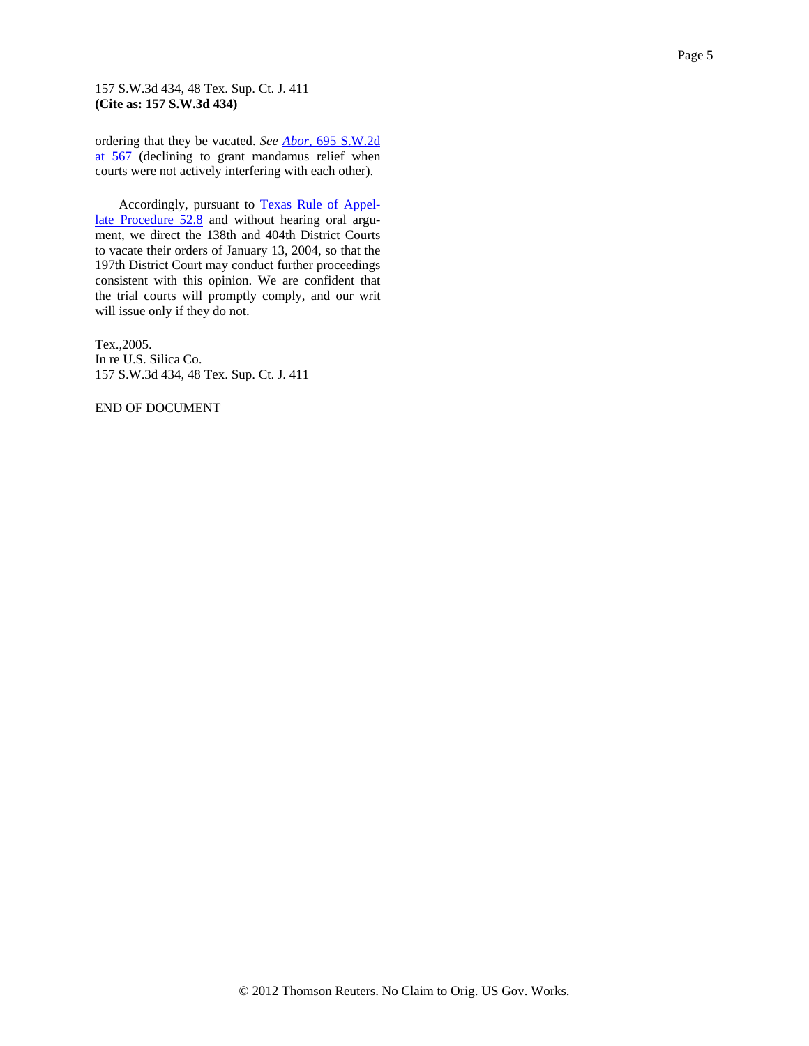ordering that they be vacated. *See* *Abor*, 695 S.W.2d at 567 (declining to grant mandamus relief when courts were not actively interfering with each other).

Accordingly, pursuant to Texas Rule of Appellate Procedure 52.8 and without hearing oral argument, we direct the 138th and 404th District Courts to vacate their orders of January 13, 2004, so that the 197th District Court may conduct further proceedings consistent with this opinion. We are confident that the trial courts will promptly comply, and our writ will issue only if they do not.

Tex.,2005.
In re U.S. Silica Co.
157 S.W.3d 434, 48 Tex. Sup. Ct. J. 411

END OF DOCUMENT